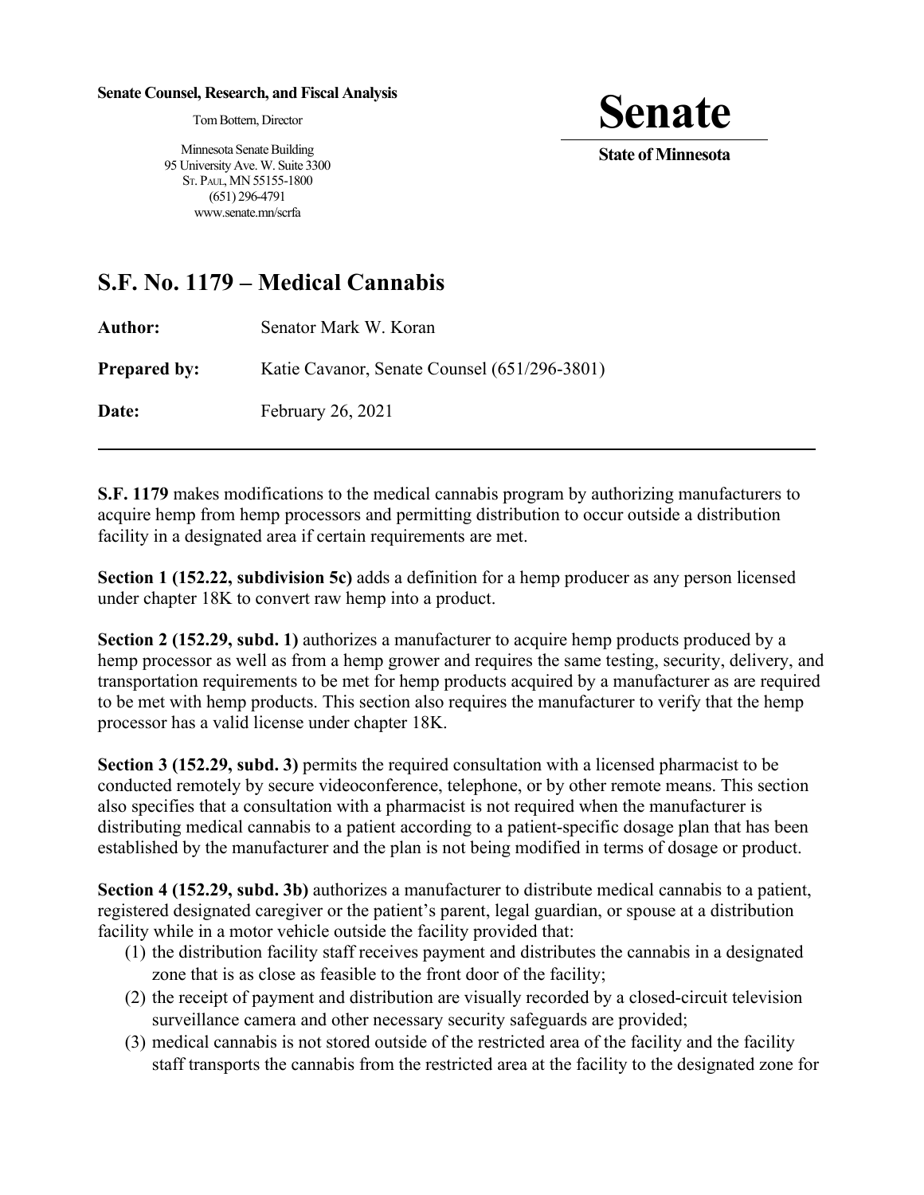**Senate Counsel, Research, and Fiscal Analysis**

Tom Bottern, Director

Minnesota Senate Building
95 University Ave. W. Suite 3300
St. Paul, MN 55155-1800
(651) 296-4791
www.senate.mn/scrfa

# Senate

**State of Minnesota**

## S.F. No. 1179 – Medical Cannabis

**Author:** Senator Mark W. Koran

**Prepared by:** Katie Cavanor, Senate Counsel (651/296-3801)

**Date:** February 26, 2021

---

**S.F. 1179** makes modifications to the medical cannabis program by authorizing manufacturers to acquire hemp from hemp processors and permitting distribution to occur outside a distribution facility in a designated area if certain requirements are met.

**Section 1 (152.22, subdivision 5c)** adds a definition for a hemp producer as any person licensed under chapter 18K to convert raw hemp into a product.

**Section 2 (152.29, subd. 1)** authorizes a manufacturer to acquire hemp products produced by a hemp processor as well as from a hemp grower and requires the same testing, security, delivery, and transportation requirements to be met for hemp products acquired by a manufacturer as are required to be met with hemp products. This section also requires the manufacturer to verify that the hemp processor has a valid license under chapter 18K.

**Section 3 (152.29, subd. 3)** permits the required consultation with a licensed pharmacist to be conducted remotely by secure videoconference, telephone, or by other remote means. This section also specifies that a consultation with a pharmacist is not required when the manufacturer is distributing medical cannabis to a patient according to a patient-specific dosage plan that has been established by the manufacturer and the plan is not being modified in terms of dosage or product.

**Section 4 (152.29, subd. 3b)** authorizes a manufacturer to distribute medical cannabis to a patient, registered designated caregiver or the patient's parent, legal guardian, or spouse at a distribution facility while in a motor vehicle outside the facility provided that:

(1) the distribution facility staff receives payment and distributes the cannabis in a designated zone that is as close as feasible to the front door of the facility;
(2) the receipt of payment and distribution are visually recorded by a closed-circuit television surveillance camera and other necessary security safeguards are provided;
(3) medical cannabis is not stored outside of the restricted area of the facility and the facility staff transports the cannabis from the restricted area at the facility to the designated zone for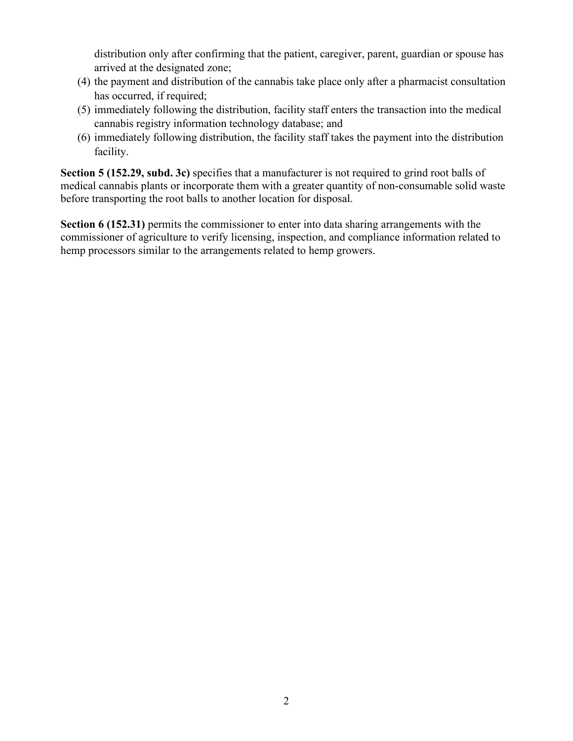distribution only after confirming that the patient, caregiver, parent, guardian or spouse has arrived at the designated zone;

(4) the payment and distribution of the cannabis take place only after a pharmacist consultation has occurred, if required;

(5) immediately following the distribution, facility staff enters the transaction into the medical cannabis registry information technology database; and

(6) immediately following distribution, the facility staff takes the payment into the distribution facility.

**Section 5 (152.29, subd. 3c)** specifies that a manufacturer is not required to grind root balls of medical cannabis plants or incorporate them with a greater quantity of non-consumable solid waste before transporting the root balls to another location for disposal.

**Section 6 (152.31)** permits the commissioner to enter into data sharing arrangements with the commissioner of agriculture to verify licensing, inspection, and compliance information related to hemp processors similar to the arrangements related to hemp growers.